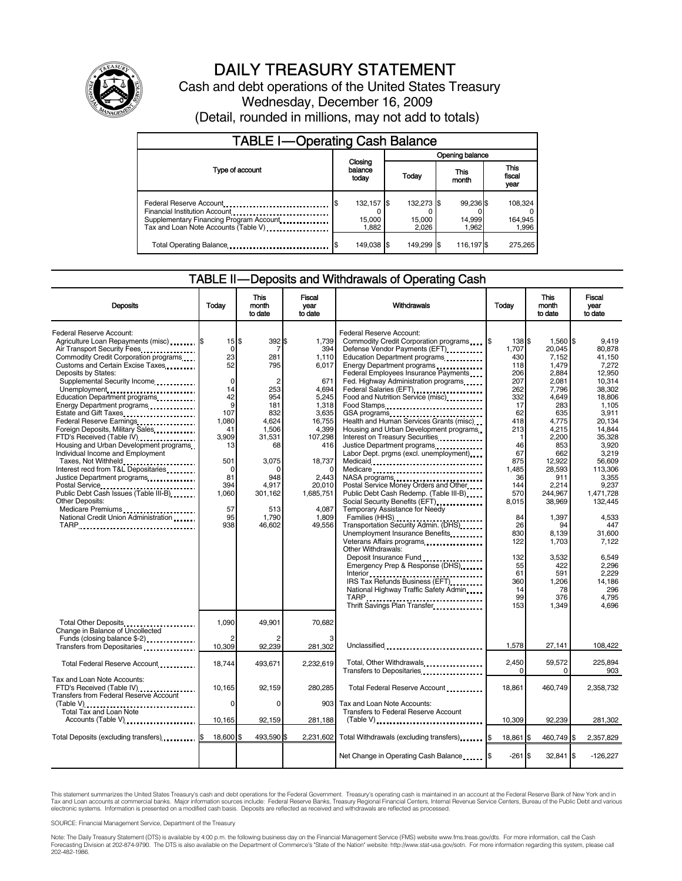# DAILY TREASURY STATEMENT

Cash and debt operations of the United States Treasury

Wednesday, December 16, 2009

(Detail, rounded in millions, may not add to totals)

## TABLE I—Operating Cash Balance

| Type of account | Closing balance today | Opening balance Today | Opening balance This month | Opening balance This fiscal year |
|---|---|---|---|---|
| Federal Reserve Account | $ 132,157 | $ 132,273 | $ 99,236 | $ 108,324 |
| Financial Institution Account | 0 | 0 | 0 | 0 |
| Supplementary Financing Program Account | 15,000 | 15,000 | 14,999 | 164,945 |
| Tax and Loan Note Accounts (Table V) | 1,882 | 2,026 | 1,962 | 1,996 |
| Total Operating Balance | $ 149,038 | $ 149,299 | $ 116,197 | $ 275,265 |

## TABLE II—Deposits and Withdrawals of Operating Cash

| Deposits | Today | This month to date | Fiscal year to date |
|---|---|---|---|
| Federal Reserve Account: | | | |
| Agriculture Loan Repayments (misc) | $ 15 | $ 392 | $ 1,739 |
| Air Transport Security Fees | 0 | 7 | 394 |
| Commodity Credit Corporation programs | 23 | 281 | 1,110 |
| Customs and Certain Excise Taxes | 52 | 795 | 6,017 |
| Deposits by States: | | | |
| Supplemental Security Income | 0 | 2 | 671 |
| Unemployment | 14 | 253 | 4,694 |
| Education Department programs | 42 | 954 | 5,245 |
| Energy Department programs | 9 | 181 | 1,318 |
| Estate and Gift Taxes | 107 | 832 | 3,635 |
| Federal Reserve Earnings | 1,080 | 4,624 | 16,755 |
| Foreign Deposits, Military Sales | 41 | 1,506 | 4,399 |
| FTD's Received (Table IV) | 3,909 | 31,531 | 107,298 |
| Housing and Urban Development programs | 13 | 68 | 416 |
| Individual Income and Employment Taxes, Not Withheld | 501 | 3,075 | 18,737 |
| Interest recd from T&L Depositaries | 0 | 0 | 0 |
| Justice Department programs | 81 | 948 | 2,443 |
| Postal Service | 394 | 4,917 | 20,010 |
| Public Debt Cash Issues (Table III-B) | 1,060 | 301,162 | 1,685,751 |
| Other Deposits: | | | |
| Medicare Premiums | 57 | 513 | 4,087 |
| National Credit Union Administration | 95 | 1,790 | 1,809 |
| TARP | 938 | 46,602 | 49,556 |
| Total Other Deposits | 1,090 | 49,901 | 70,682 |
| Change in Balance of Uncollected Funds (closing balance $-2) | 2 | 2 | 3 |
| Transfers from Depositaries | 10,309 | 92,239 | 281,302 |
| Total Federal Reserve Account | 18,744 | 493,671 | 2,232,619 |
| Tax and Loan Note Accounts: | | | |
| FTD's Received (Table IV) | 10,165 | 92,159 | 280,285 |
| Transfers from Federal Reserve Account (Table V) | 0 | 0 | 903 |
| Total Tax and Loan Note Accounts (Table V) | 10,165 | 92,159 | 281,188 |
| Total Deposits (excluding transfers) | $ 18,600 | $ 493,590 | $ 2,231,602 |

| Withdrawals | Today | This month to date | Fiscal year to date |
|---|---|---|---|
| Federal Reserve Account: | | | |
| Commodity Credit Corporation programs | $ 138 | $ 1,560 | $ 9,419 |
| Defense Vendor Payments (EFT) | 1,707 | 20,045 | 80,878 |
| Education Department programs | 430 | 7,152 | 41,150 |
| Energy Department programs | 118 | 1,479 | 7,272 |
| Federal Employees Insurance Payments | 206 | 2,884 | 12,950 |
| Fed. Highway Administration programs | 207 | 2,081 | 10,314 |
| Federal Salaries (EFT) | 262 | 7,796 | 38,302 |
| Food and Nutrition Service (misc) | 332 | 4,649 | 18,806 |
| Food Stamps | 17 | 283 | 1,105 |
| GSA programs | 62 | 635 | 3,911 |
| Health and Human Services Grants (misc) | 418 | 4,775 | 20,134 |
| Housing and Urban Development programs | 213 | 4,215 | 14,844 |
| Interest on Treasury Securities | 1 | 2,200 | 35,328 |
| Justice Department programs | 46 | 853 | 3,920 |
| Labor Dept. prgms (excl. unemployment) | 67 | 662 | 3,219 |
| Medicaid | 875 | 12,922 | 56,609 |
| Medicare | 1,485 | 28,593 | 113,306 |
| NASA programs | 36 | 911 | 3,355 |
| Postal Service Money Orders and Other | 144 | 2,214 | 9,237 |
| Public Debt Cash Redemp. (Table III-B) | 570 | 244,967 | 1,471,728 |
| Social Security Benefits (EFT) | 8,015 | 38,969 | 132,445 |
| Temporary Assistance for Needy Families (HHS) | 84 | 1,397 | 4,533 |
| Transportation Security Admin. (DHS) | 26 | 94 | 447 |
| Unemployment Insurance Benefits | 830 | 8,139 | 31,600 |
| Veterans Affairs programs | 122 | 1,703 | 7,122 |
| Other Withdrawals: | | | |
| Deposit Insurance Fund | 132 | 3,532 | 6,549 |
| Emergency Prep & Response (DHS) | 55 | 422 | 2,296 |
| Interior | 61 | 591 | 2,229 |
| IRS Tax Refunds Business (EFT) | 360 | 1,206 | 14,186 |
| National Highway Traffic Safety Admin | 14 | 78 | 296 |
| TARP | 99 | 376 | 4,795 |
| Thrift Savings Plan Transfer | 153 | 1,349 | 4,696 |
| Unclassified | 1,578 | 27,141 | 108,422 |
| Total, Other Withdrawals | 2,450 | 59,572 | 225,894 |
| Transfers to Depositaries | 0 | 0 | 903 |
| Total Federal Reserve Account | 18,861 | 460,749 | 2,358,732 |
| Tax and Loan Note Accounts: | | | |
| Transfers to Federal Reserve Account (Table V) | 10,309 | 92,239 | 281,302 |
| Total Withdrawals (excluding transfers) | $ 18,861 | $ 460,749 | $ 2,357,829 |
| Net Change in Operating Cash Balance | $ -261 | $ 32,841 | $ -126,227 |

This statement summarizes the United States Treasury's cash and debt operations for the Federal Government. Treasury's operating cash is maintained in an account at the Federal Reserve Bank of New York and in Tax and Loan accounts at commercial banks. Major information sources include: Federal Reserve Banks, Treasury Regional Financial Centers, Internal Revenue Service Centers, Bureau of the Public Debt and various electronic systems. Information is presented on a modified cash basis. Deposits are reflected as received and withdrawals are reflected as processed.

SOURCE: Financial Management Service, Department of the Treasury

Note: The Daily Treasury Statement (DTS) is available by 4:00 p.m. the following business day on the Financial Management Service (FMS) website www.fms.treas.gov/dts. For more information, call the Cash Forecasting Division at 202-874-9790. The DTS is also available on the Department of Commerce's "State of the Nation" website: http://www.stat-usa.gov/sotn. For more information regarding this system, please call 202-482-1986.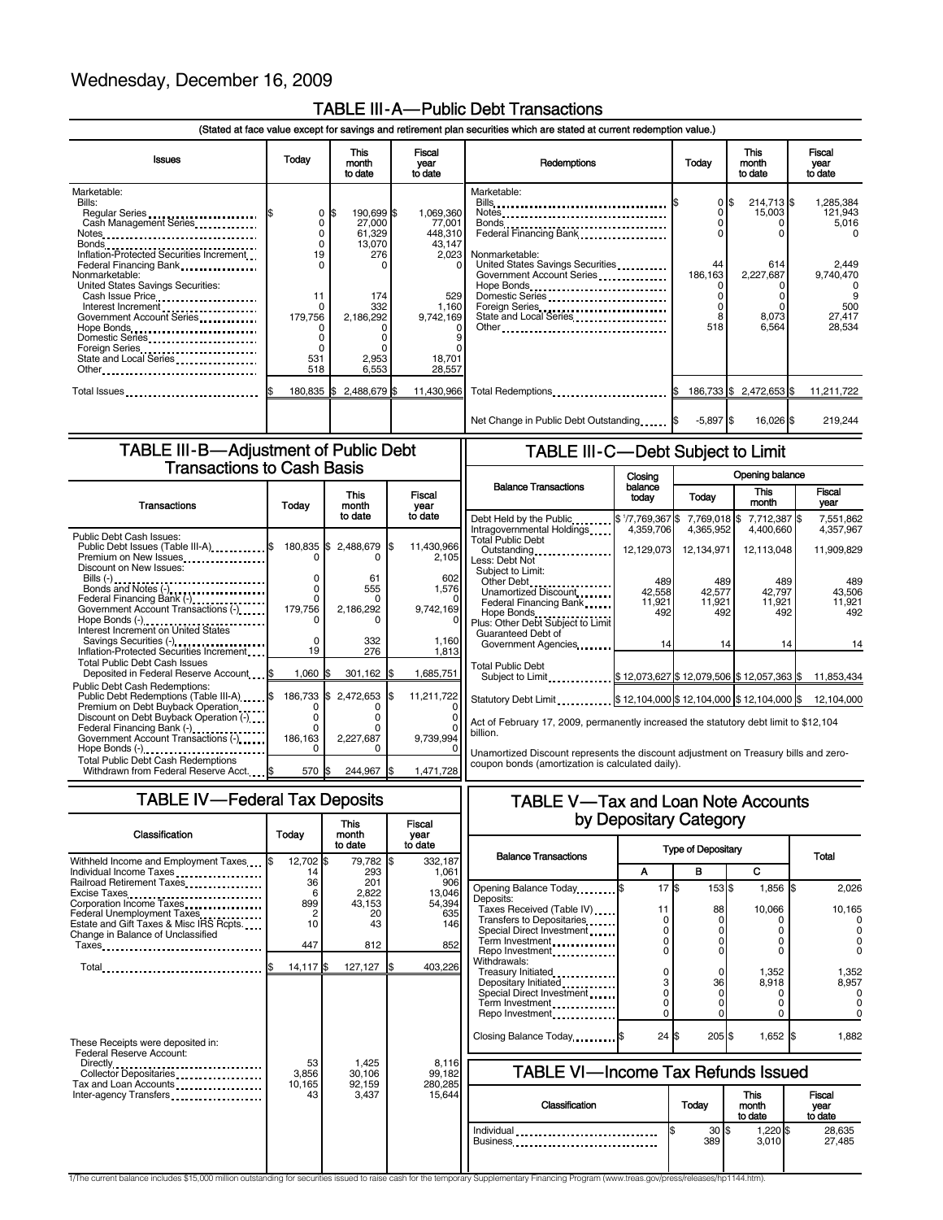Wednesday, December 16, 2009

## TABLE III-A—Public Debt Transactions

(Stated at face value except for savings and retirement plan securities which are stated at current redemption value.)

| Issues | Today | This month to date | Fiscal year to date | Redemptions | Today | This month to date | Fiscal year to date |
|---|---|---|---|---|---|---|---|
| Marketable: | | | | Marketable: | | | |
| Bills: | | | | Bills | $ 0 | $ 214,713 | $ 1,285,384 |
| Regular Series | $ 0 | $ 190,699 | $ 1,069,360 | Notes | 0 | 15,003 | 121,943 |
| Cash Management Series | 0 | 27,000 | 77,001 | Bonds | 0 | 0 | 5,016 |
| Notes | 0 | 61,329 | 448,310 | Federal Financing Bank | 0 | 0 | 0 |
| Bonds | 0 | 13,070 | 43,147 | Nonmarketable: | | | |
| Inflation-Protected Securities Increment | 19 | 276 | 2,023 | United States Savings Securities | 44 | 614 | 2,449 |
| Federal Financing Bank | 0 | 0 | 0 | Government Account Series | 186,163 | 2,227,687 | 9,740,470 |
| Nonmarketable: | | | | Hope Bonds | 0 | 0 | 0 |
| United States Savings Securities: | | | | Domestic Series | 0 | 0 | 9 |
| Cash Issue Price | 11 | 174 | 529 | Foreign Series | 0 | 0 | 500 |
| Interest Increment | 0 | 332 | 1,160 | State and Local Series | 8 | 8,073 | 27,417 |
| Government Account Series | 179,756 | 2,186,292 | 9,742,169 | Other | 518 | 6,564 | 28,534 |
| Hope Bonds | 0 | 0 | 0 | | | | |
| Domestic Series | 0 | 0 | 9 | | | | |
| Foreign Series | 0 | 0 | 0 | | | | |
| State and Local Series | 531 | 2,953 | 18,701 | | | | |
| Other | 518 | 6,553 | 28,557 | | | | |
| Total Issues | $ 180,835 | $ 2,488,679 | $ 11,430,966 | Total Redemptions | $ 186,733 | $ 2,472,653 | $ 11,211,722 |
| | | | | Net Change in Public Debt Outstanding | $ -5,897 | $ 16,026 | $ 219,244 |

## TABLE III-B—Adjustment of Public Debt Transactions to Cash Basis

| Transactions | Today | This month to date | Fiscal year to date |
|---|---|---|---|
| Public Debt Cash Issues: | | | |
| Public Debt Issues (Table III-A) | $ 180,835 | $ 2,488,679 | $ 11,430,966 |
| Premium on New Issues | 0 | 0 | 2,105 |
| Discount on New Issues: | | | |
| Bills (-) | 0 | 61 | 602 |
| Bonds and Notes (-) | 0 | 555 | 1,576 |
| Federal Financing Bank (-) | 0 | 0 | 0 |
| Government Account Transactions (-) | 179,756 | 2,186,292 | 9,742,169 |
| Hope Bonds (-) | 0 | 0 | 0 |
| Interest Increment on United States Savings Securities (-) | 0 | 332 | 1,160 |
| Inflation-Protected Securities Increment | 19 | 276 | 1,813 |
| Total Public Debt Cash Issues Deposited in Federal Reserve Account | $ 1,060 | $ 301,162 | $ 1,685,751 |
| Public Debt Cash Redemptions: | | | |
| Public Debt Redemptions (Table III-A) | $ 186,733 | $ 2,472,653 | $ 11,211,722 |
| Premium on Debt Buyback Operation | 0 | 0 | 0 |
| Discount on Debt Buyback Operation (-) | 0 | 0 | 0 |
| Federal Financing Bank (-) | 0 | 0 | 0 |
| Government Account Transactions (-) | 186,163 | 2,227,687 | 9,739,994 |
| Hope Bonds (-) | 0 | 0 | 0 |
| Total Public Debt Cash Redemptions Withdrawn from Federal Reserve Acct. | $ 570 | $ 244,967 | $ 1,471,728 |

## TABLE III-C—Debt Subject to Limit

| Balance Transactions | Closing balance today | Opening balance Today | Opening balance This month | Opening balance Fiscal year |
|---|---|---|---|---|
| Debt Held by the Public | $ [1]7,769,367 | $ 7,769,018 | $ 7,712,387 | $ 7,551,862 |
| Intragovernmental Holdings | 4,359,706 | 4,365,952 | 4,400,660 | 4,357,967 |
| Total Public Debt Outstanding | 12,129,073 | 12,134,971 | 12,113,048 | 11,909,829 |
| Less: Debt Not Subject to Limit: | | | | |
| Other Debt | 489 | 489 | 489 | 489 |
| Unamortized Discount | 42,558 | 42,577 | 42,797 | 43,506 |
| Federal Financing Bank | 11,921 | 11,921 | 11,921 | 11,921 |
| Hope Bonds | 492 | 492 | 492 | 492 |
| Plus: Other Debt Subject to Limit Guaranteed Debt of Government Agencies | 14 | 14 | 14 | 14 |
| Total Public Debt Subject to Limit | $ 12,073,627 | $ 12,079,506 | $ 12,057,363 | $ 11,853,434 |
| Statutory Debt Limit | $ 12,104,000 | $ 12,104,000 | $ 12,104,000 | $ 12,104,000 |

Act of February 17, 2009, permanently increased the statutory debt limit to $12,104 billion.

Unamortized Discount represents the discount adjustment on Treasury bills and zero-coupon bonds (amortization is calculated daily).

## TABLE IV—Federal Tax Deposits

| Classification | Today | This month to date | Fiscal year to date |
|---|---|---|---|
| Withheld Income and Employment Taxes | $ 12,702 | $ 79,782 | $ 332,187 |
| Individual Income Taxes | 14 | 293 | 1,061 |
| Railroad Retirement Taxes | 36 | 201 | 906 |
| Excise Taxes | 6 | 2,822 | 13,046 |
| Corporation Income Taxes | 899 | 43,153 | 54,394 |
| Federal Unemployment Taxes | 2 | 20 | 635 |
| Estate and Gift Taxes & Misc IRS Rcpts. | 10 | 43 | 146 |
| Change in Balance of Unclassified Taxes | 447 | 812 | 852 |
| Total | $ 14,117 | $ 127,127 | $ 403,226 |
| These Receipts were deposited in: | | | |
| Federal Reserve Account: | | | |
| Directly | 53 | 1,425 | 8,116 |
| Collector Depositaries | 3,856 | 30,106 | 99,182 |
| Tax and Loan Accounts | 10,165 | 92,159 | 280,285 |
| Inter-agency Transfers | 43 | 3,437 | 15,644 |

## TABLE V—Tax and Loan Note Accounts by Depositary Category

| Balance Transactions | Type of Depositary A | Type of Depositary B | Type of Depositary C | Total |
|---|---|---|---|---|
| Opening Balance Today | $ 17 | $ 153 | $ 1,856 | $ 2,026 |
| Deposits: | | | | |
| Taxes Received (Table IV) | 11 | 88 | 10,066 | 10,165 |
| Transfers to Depositaries | 0 | 0 | 0 | 0 |
| Special Direct Investment | 0 | 0 | 0 | 0 |
| Term Investment | 0 | 0 | 0 | 0 |
| Repo Investment | 0 | 0 | 0 | 0 |
| Withdrawals: | | | | |
| Treasury Initiated | 0 | 0 | 1,352 | 1,352 |
| Depositary Initiated | 3 | 36 | 8,918 | 8,957 |
| Special Direct Investment | 0 | 0 | 0 | 0 |
| Term Investment | 0 | 0 | 0 | 0 |
| Repo Investment | 0 | 0 | 0 | 0 |
| Closing Balance Today | $ 24 | $ 205 | $ 1,652 | $ 1,882 |

## TABLE VI—Income Tax Refunds Issued

| Classification | Today | This month to date | Fiscal year to date |
|---|---|---|---|
| Individual | $ 30 | $ 1,220 | $ 28,635 |
| Business | 389 | 3,010 | 27,485 |

1/The current balance includes $15,000 million outstanding for securities issued to raise cash for the temporary Supplementary Financing Program (www.treas.gov/press/releases/hp1144.htm).